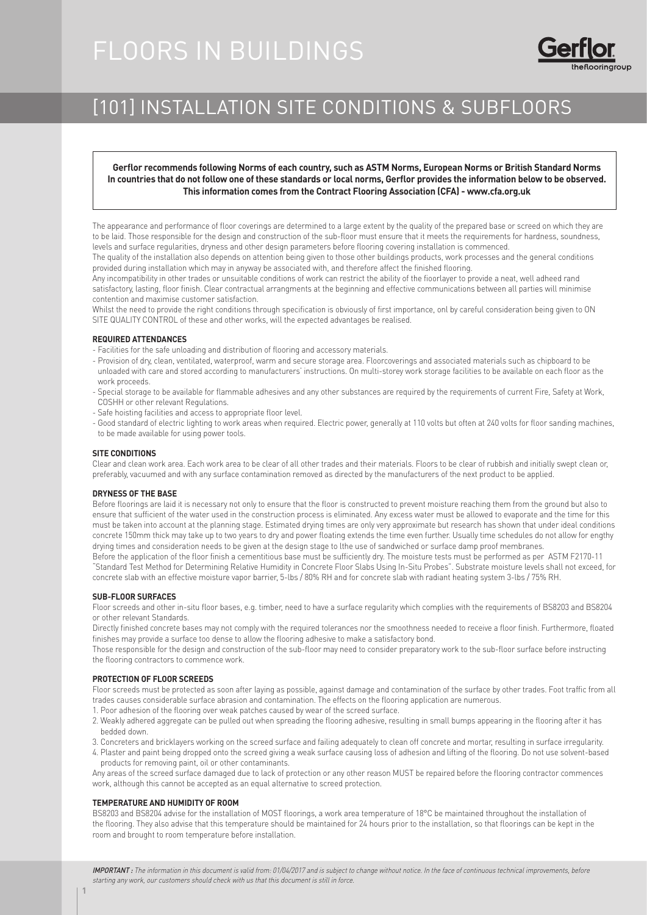# FLOORS IN BUILDINGS

## [101] INSTALLATION SITE CONDITIONS & SUBFLOORS

**Gerflor recommends following Norms of each country, such as ASTM Norms, European Norms or British Standard Norms**
**In countries that do not follow one of these standards or local norms, Gerflor provides the information below to be observed.**
**This information comes from the Contract Flooring Association (CFA) - www.cfa.org.uk**

The appearance and performance of floor coverings are determined to a large extent by the quality of the prepared base or screed on which they are to be laid. Those responsible for the design and construction of the sub-floor must ensure that it meets the requirements for hardness, soundness, levels and surface regularities, dryness and other design parameters before flooring covering installation is commenced.

The quality of the installation also depends on attention being given to those other buildings products, work processes and the general conditions provided during installation which may in anyway be associated with, and therefore affect the finished flooring.

Any incompatibility in other trades or unsuitable conditions of work can restrict the ability of the floorlayer to provide a neat, well adheed rand satisfactory, lasting, floor finish. Clear contractual arrangments at the beginning and effective communications between all parties will minimise contention and maximise customer satisfaction.

Whilst the need to provide the right conditions through specification is obviously of first importance, onl by careful consideration being given to ON SITE QUALITY CONTROL of these and other works, will the expected advantages be realised.

### REQUIRED ATTENDANCES

- Facilities for the safe unloading and distribution of flooring and accessory materials.
- Provision of dry, clean, ventilated, waterproof, warm and secure storage area. Floorcoverings and associated materials such as chipboard to be unloaded with care and stored according to manufacturers' instructions. On multi-storey work storage facilities to be available on each floor as the work proceeds.
- Special storage to be available for flammable adhesives and any other substances are required by the requirements of current Fire, Safety at Work, COSHH or other relevant Regulations.
- Safe hoisting facilities and access to appropriate floor level.
- Good standard of electric lighting to work areas when required. Electric power, generally at 110 volts but often at 240 volts for floor sanding machines, to be made available for using power tools.

### SITE CONDITIONS

Clear and clean work area. Each work area to be clear of all other trades and their materials. Floors to be clear of rubbish and initially swept clean or, preferably, vacuumed and with any surface contamination removed as directed by the manufacturers of the next product to be applied.

### DRYNESS OF THE BASE

Before floorings are laid it is necessary not only to ensure that the floor is constructed to prevent moisture reaching them from the ground but also to ensure that sufficient of the water used in the construction process is eliminated. Any excess water must be allowed to evaporate and the time for this must be taken into account at the planning stage. Estimated drying times are only very approximate but research has shown that under ideal conditions concrete 150mm thick may take up to two years to dry and power floating extends the time even further. Usually time schedules do not allow for engthy drying times and consideration needs to be given at the design stage to lthe use of sandwiched or surface damp proof membranes.

Before the application of the floor finish a cementitious base must be sufficiently dry. The moisture tests must be performed as per ASTM F2170-11 "Standard Test Method for Determining Relative Humidity in Concrete Floor Slabs Using In-Situ Probes". Substrate moisture levels shall not exceed, for concrete slab with an effective moisture vapor barrier, 5-lbs / 80% RH and for concrete slab with radiant heating system 3-lbs / 75% RH.

### SUB-FLOOR SURFACES

Floor screeds and other in-situ floor bases, e.g. timber, need to have a surface regularity which complies with the requirements of BS8203 and BS8204 or other relevant Standards.

Directly finished concrete bases may not comply with the required tolerances nor the smoothness needed to receive a floor finish. Furthermore, floated finishes may provide a surface too dense to allow the flooring adhesive to make a satisfactory bond.

Those responsible for the design and construction of the sub-floor may need to consider preparatory work to the sub-floor surface before instructing the flooring contractors to commence work.

### PROTECTION OF FLOOR SCREEDS

Floor screeds must be protected as soon after laying as possible, against damage and contamination of the surface by other trades. Foot traffic from all trades causes considerable surface abrasion and contamination. The effects on the flooring application are numerous.

1. Poor adhesion of the flooring over weak patches caused by wear of the screed surface.
2. Weakly adhered aggregate can be pulled out when spreading the flooring adhesive, resulting in small bumps appearing in the flooring after it has bedded down.
3. Concreters and bricklayers working on the screed surface and failing adequately to clean off concrete and mortar, resulting in surface irregularity.
4. Plaster and paint being dropped onto the screed giving a weak surface causing loss of adhesion and lifting of the flooring. Do not use solvent-based products for removing paint, oil or other contaminants.

Any areas of the screed surface damaged due to lack of protection or any other reason MUST be repaired before the flooring contractor commences work, although this cannot be accepted as an equal alternative to screed protection.

### TEMPERATURE AND HUMIDITY OF ROOM

BS8203 and BS8204 advise for the installation of MOST floorings, a work area temperature of 18°C be maintained throughout the installation of the flooring. They also advise that this temperature should be maintained for 24 hours prior to the installation, so that floorings can be kept in the room and brought to room temperature before installation.

***IMPORTANT :*** *The information in this document is valid from: 01/04/2017 and is subject to change without notice. In the face of continuous technical improvements, before starting any work, our customers should check with us that this document is still in force.*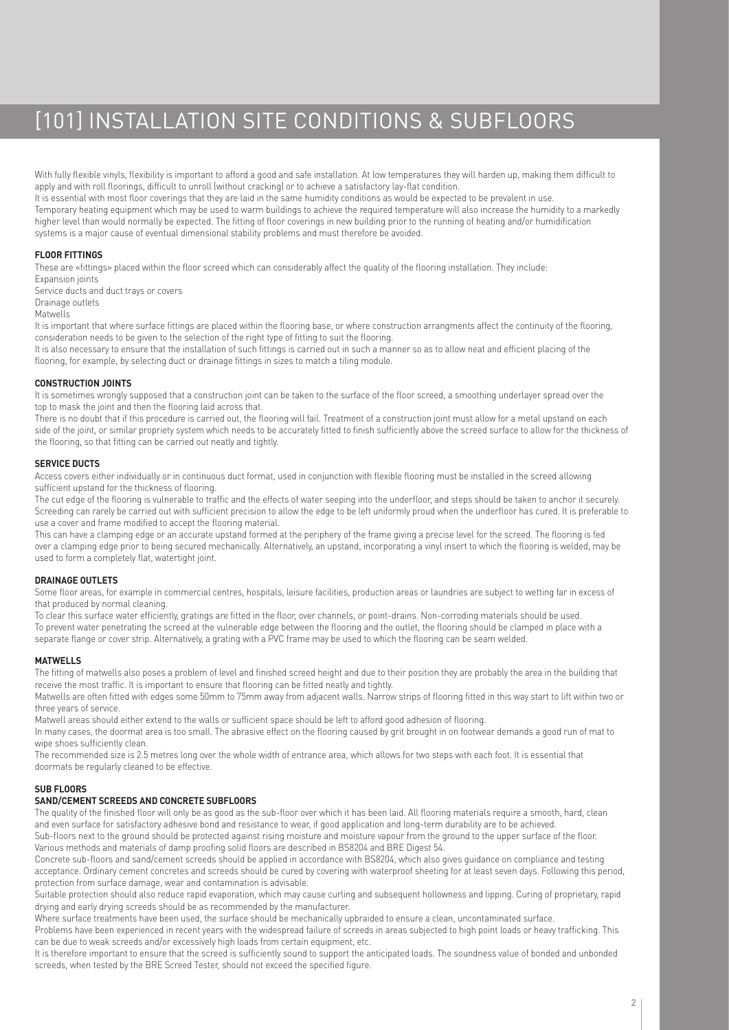# [101] INSTALLATION SITE CONDITIONS & SUBFLOORS

With fully flexible vinyls, flexibility is important to afford a good and safe installation. At low temperatures they will harden up, making them difficult to apply and with roll floorings, difficult to unroll (without cracking) or to achieve a satisfactory lay-flat condition.
It is essential with most floor coverings that they are laid in the same humidity conditions as would be expected to be prevalent in use.
Temporary heating equipment which may be used to warm buildings to achieve the required temperature will also increase the humidity to a markedly higher level than would normally be expected. The fitting of floor coverings in new building prior to the running of heating and/or humidification systems is a major cause of eventual dimensional stability problems and must therefore be avoided.

**FLOOR FITTINGS**

These are «fittings» placed within the floor screed which can considerably affect the quality of the flooring installation. They include:
Expansion joints
Service ducts and duct trays or covers
Drainage outlets
Matwells
It is important that where surface fittings are placed within the flooring base, or where construction arrangments affect the continuity of the flooring, consideration needs to be given to the selection of the right type of fitting to suit the flooring.
It is also necessary to ensure that the installation of such fittings is carried out in such a manner so as to allow neat and efficient placing of the flooring, for example, by selecting duct or drainage fittings in sizes to match a tiling module.

**CONSTRUCTION JOINTS**

It is sometimes wrongly supposed that a construction joint can be taken to the surface of the floor screed, a smoothing underlayer spread over the top to mask the joint and then the flooring laid across that.
There is no doubt that if this procedure is carried out, the flooring will fail. Treatment of a construction joint must allow for a metal upstand on each side of the joint, or similar propriety system which needs to be accurately fitted to finish sufficiently above the screed surface to allow for the thickness of the flooring, so that fitting can be carried out neatly and tightly.

**SERVICE DUCTS**

Access covers either individually or in continuous duct format, used in conjunction with flexible flooring must be installed in the screed allowing sufficient upstand for the thickness of flooring.
The cut edge of the flooring is vulnerable to traffic and the effects of water seeping into the underfloor, and steps should be taken to anchor it securely. Screeding can rarely be carried out with sufficient precision to allow the edge to be left uniformly proud when the underfloor has cured. It is preferable to use a cover and frame modified to accept the flooring material.
This can have a clamping edge or an accurate upstand formed at the periphery of the frame giving a precise level for the screed. The flooring is fed over a clamping edge prior to being secured mechanically. Alternatively, an upstand, incorporating a vinyl insert to which the flooring is welded, may be used to form a completely flat, watertight joint.

**DRAINAGE OUTLETS**

Some floor areas, for example in commercial centres, hospitals, leisure facilities, production areas or laundries are subject to wetting far in excess of that produced by normal cleaning.
To clear this surface water efficiently, gratings are fitted in the floor, over channels, or point-drains. Non-corroding materials should be used.
To prevent water penetrating the screed at the vulnerable edge between the flooring and the outlet, the flooring should be clamped in place with a separate flange or cover strip. Alternatively, a grating with a PVC frame may be used to which the flooring can be seam welded.

**MATWELLS**

The fitting of matwells also poses a problem of level and finished screed height and due to their position they are probably the area in the building that receive the most traffic. It is important to ensure that flooring can be fitted neatly and tightly.
Matwells are often fitted with edges some 50mm to 75mm away from adjacent walls. Narrow strips of flooring fitted in this way start to lift within two or three years of service.
Matwell areas should either extend to the walls or sufficient space should be left to afford good adhesion of flooring.
In many cases, the doormat area is too small. The abrasive effect on the flooring caused by grit brought in on footwear demands a good run of mat to wipe shoes sufficiently clean.
The recommended size is 2.5 metres long over the whole width of entrance area, which allows for two steps with each foot. It is essential that doormats be regularly cleaned to be effective.

**SUB FLOORS**

**SAND/CEMENT SCREEDS AND CONCRETE SUBFLOORS**

The quality of the finished floor will only be as good as the sub-floor over which it has been laid. All flooring materials require a smooth, hard, clean and even surface for satisfactory adhesive bond and resistance to wear, if good application and long-term durability are to be achieved.
Sub-floors next to the ground should be protected against rising moisture and moisture vapour from the ground to the upper surface of the floor. Various methods and materials of damp proofing solid floors are described in BS8204 and BRE Digest 54.
Concrete sub-floors and sand/cement screeds should be applied in accordance with BS8204, which also gives guidance on compliance and testing acceptance. Ordinary cement concretes and screeds should be cured by covering with waterproof sheeting for at least seven days. Following this period, protection from surface damage, wear and contamination is advisable.
Suitable protection should also reduce rapid evaporation, which may cause curling and subsequent hollowness and lipping. Curing of proprietary, rapid drying and early drying screeds should be as recommended by the manufacturer.
Where surface treatments have been used, the surface should be mechanically upbraided to ensure a clean, uncontaminated surface.
Problems have been experienced in recent years with the widespread failure of screeds in areas subjected to high point loads or heavy trafficking. This can be due to weak screeds and/or excessively high loads from certain equipment, etc.
It is therefore important to ensure that the screed is sufficiently sound to support the anticipated loads. The soundness value of bonded and unbonded screeds, when tested by the BRE Screed Tester, should not exceed the specified figure.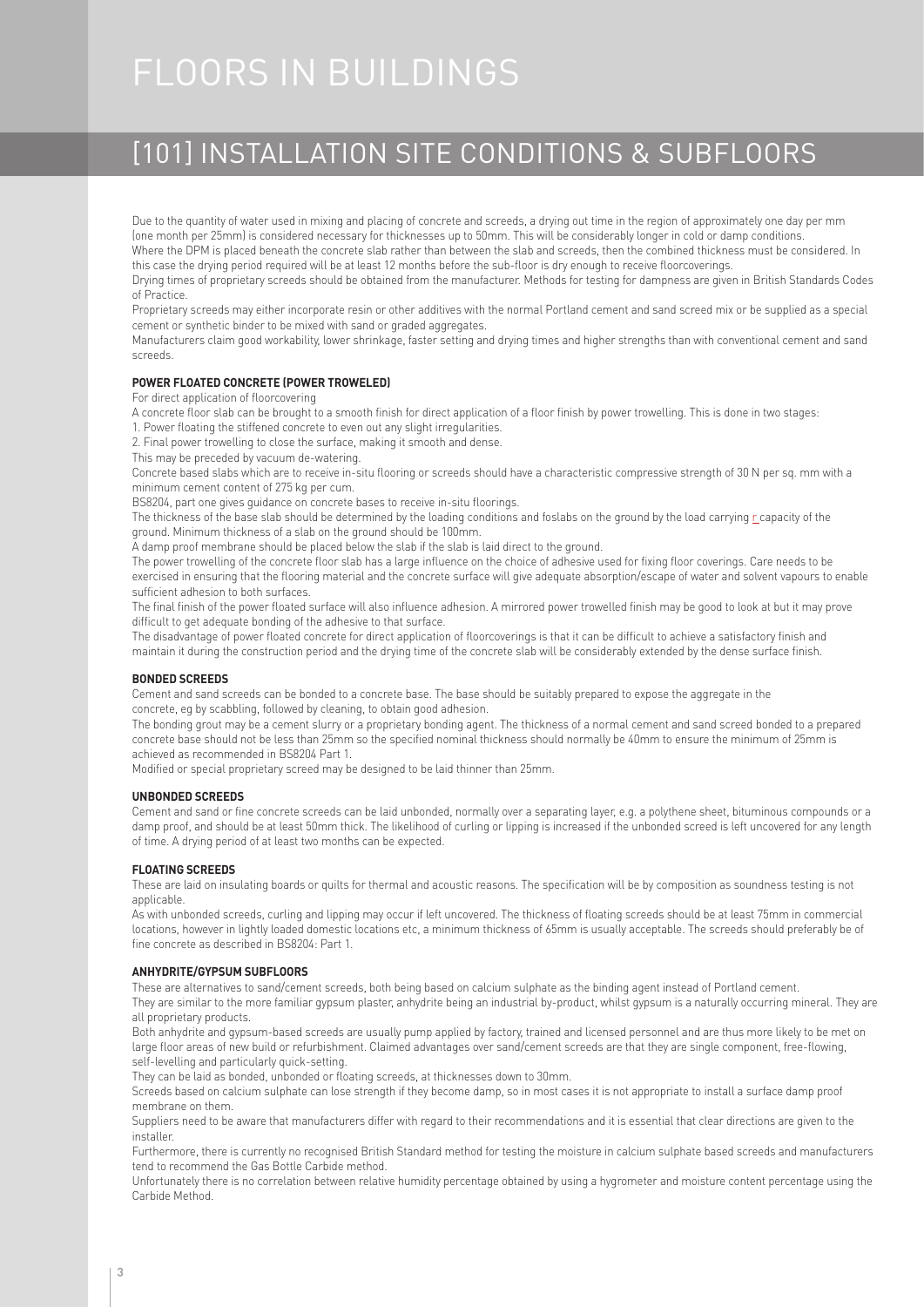# FLOORS IN BUILDINGS

## [101] INSTALLATION SITE CONDITIONS & SUBFLOORS

Due to the quantity of water used in mixing and placing of concrete and screeds, a drying out time in the region of approximately one day per mm (one month per 25mm) is considered necessary for thicknesses up to 50mm. This will be considerably longer in cold or damp conditions.
Where the DPM is placed beneath the concrete slab rather than between the slab and screeds, then the combined thickness must be considered. In this case the drying period required will be at least 12 months before the sub-floor is dry enough to receive floorcoverings.
Drying times of proprietary screeds should be obtained from the manufacturer. Methods for testing for dampness are given in British Standards Codes of Practice.
Proprietary screeds may either incorporate resin or other additives with the normal Portland cement and sand screed mix or be supplied as a special cement or synthetic binder to be mixed with sand or graded aggregates.
Manufacturers claim good workability, lower shrinkage, faster setting and drying times and higher strengths than with conventional cement and sand screeds.

### POWER FLOATED CONCRETE (POWER TROWELED)

For direct application of floorcovering
A concrete floor slab can be brought to a smooth finish for direct application of a floor finish by power trowelling. This is done in two stages:
1. Power floating the stiffened concrete to even out any slight irregularities.
2. Final power trowelling to close the surface, making it smooth and dense.
This may be preceded by vacuum de-watering.
Concrete based slabs which are to receive in-situ flooring or screeds should have a characteristic compressive strength of 30 N per sq. mm with a minimum cement content of 275 kg per cum.
BS8204, part one gives guidance on concrete bases to receive in-situ floorings.
The thickness of the base slab should be determined by the loading conditions and foslabs on the ground by the load carrying r capacity of the ground. Minimum thickness of a slab on the ground should be 100mm.
A damp proof membrane should be placed below the slab if the slab is laid direct to the ground.
The power trowelling of the concrete floor slab has a large influence on the choice of adhesive used for fixing floor coverings. Care needs to be exercised in ensuring that the flooring material and the concrete surface will give adequate absorption/escape of water and solvent vapours to enable sufficient adhesion to both surfaces.
The final finish of the power floated surface will also influence adhesion. A mirrored power trowelled finish may be good to look at but it may prove difficult to get adequate bonding of the adhesive to that surface.
The disadvantage of power floated concrete for direct application of floorcoverings is that it can be difficult to achieve a satisfactory finish and maintain it during the construction period and the drying time of the concrete slab will be considerably extended by the dense surface finish.

### BONDED SCREEDS

Cement and sand screeds can be bonded to a concrete base. The base should be suitably prepared to expose the aggregate in the concrete, eg by scabbling, followed by cleaning, to obtain good adhesion.
The bonding grout may be a cement slurry or a proprietary bonding agent. The thickness of a normal cement and sand screed bonded to a prepared concrete base should not be less than 25mm so the specified nominal thickness should normally be 40mm to ensure the minimum of 25mm is achieved as recommended in BS8204 Part 1.
Modified or special proprietary screed may be designed to be laid thinner than 25mm.

### UNBONDED SCREEDS

Cement and sand or fine concrete screeds can be laid unbonded, normally over a separating layer, e.g. a polythene sheet, bituminous compounds or a damp proof, and should be at least 50mm thick. The likelihood of curling or lipping is increased if the unbonded screed is left uncovered for any length of time. A drying period of at least two months can be expected.

### FLOATING SCREEDS

These are laid on insulating boards or quilts for thermal and acoustic reasons. The specification will be by composition as soundness testing is not applicable.
As with unbonded screeds, curling and lipping may occur if left uncovered. The thickness of floating screeds should be at least 75mm in commercial locations, however in lightly loaded domestic locations etc, a minimum thickness of 65mm is usually acceptable. The screeds should preferably be of fine concrete as described in BS8204: Part 1.

### ANHYDRITE/GYPSUM SUBFLOORS

These are alternatives to sand/cement screeds, both being based on calcium sulphate as the binding agent instead of Portland cement.
They are similar to the more familiar gypsum plaster, anhydrite being an industrial by-product, whilst gypsum is a naturally occurring mineral. They are all proprietary products.
Both anhydrite and gypsum-based screeds are usually pump applied by factory, trained and licensed personnel and are thus more likely to be met on large floor areas of new build or refurbishment. Claimed advantages over sand/cement screeds are that they are single component, free-flowing, self-levelling and particularly quick-setting.
They can be laid as bonded, unbonded or floating screeds, at thicknesses down to 30mm.
Screeds based on calcium sulphate can lose strength if they become damp, so in most cases it is not appropriate to install a surface damp proof membrane on them.
Suppliers need to be aware that manufacturers differ with regard to their recommendations and it is essential that clear directions are given to the installer.
Furthermore, there is currently no recognised British Standard method for testing the moisture in calcium sulphate based screeds and manufacturers tend to recommend the Gas Bottle Carbide method.
Unfortunately there is no correlation between relative humidity percentage obtained by using a hygrometer and moisture content percentage using the Carbide Method.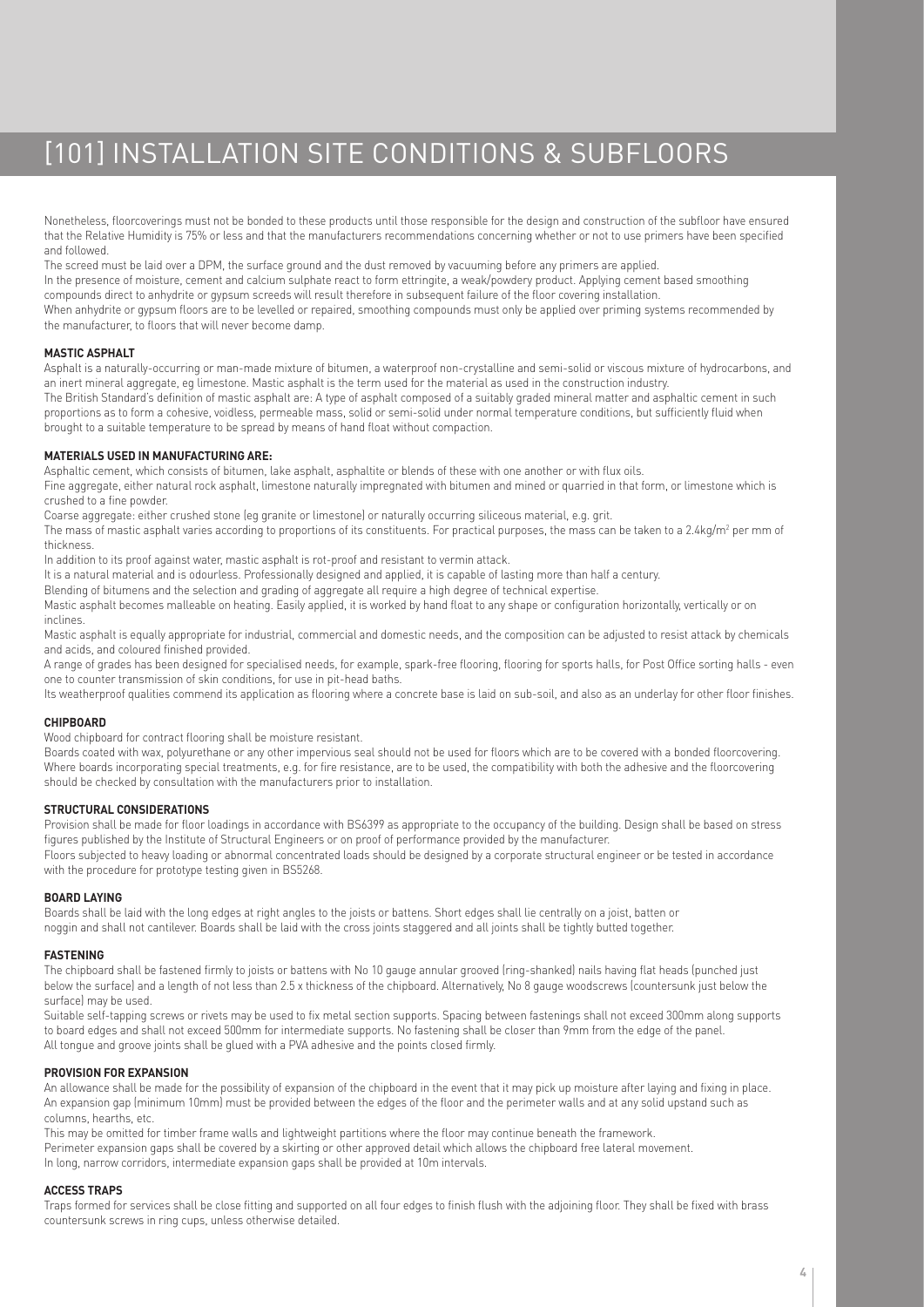# [101] INSTALLATION SITE CONDITIONS & SUBFLOORS

Nonetheless, floorcoverings must not be bonded to these products until those responsible for the design and construction of the subfloor have ensured that the Relative Humidity is 75% or less and that the manufacturers recommendations concerning whether or not to use primers have been specified and followed.

The screed must be laid over a DPM, the surface ground and the dust removed by vacuuming before any primers are applied.

In the presence of moisture, cement and calcium sulphate react to form ettringite, a weak/powdery product. Applying cement based smoothing compounds direct to anhydrite or gypsum screeds will result therefore in subsequent failure of the floor covering installation.

When anhydrite or gypsum floors are to be levelled or repaired, smoothing compounds must only be applied over priming systems recommended by the manufacturer, to floors that will never become damp.

### MASTIC ASPHALT

Asphalt is a naturally-occurring or man-made mixture of bitumen, a waterproof non-crystalline and semi-solid or viscous mixture of hydrocarbons, and an inert mineral aggregate, eg limestone. Mastic asphalt is the term used for the material as used in the construction industry.

The British Standard's definition of mastic asphalt are: A type of asphalt composed of a suitably graded mineral matter and asphaltic cement in such proportions as to form a cohesive, voidless, permeable mass, solid or semi-solid under normal temperature conditions, but sufficiently fluid when brought to a suitable temperature to be spread by means of hand float without compaction.

### MATERIALS USED IN MANUFACTURING ARE:

Asphaltic cement, which consists of bitumen, lake asphalt, asphaltite or blends of these with one another or with flux oils.

Fine aggregate, either natural rock asphalt, limestone naturally impregnated with bitumen and mined or quarried in that form, or limestone which is crushed to a fine powder.

Coarse aggregate: either crushed stone (eg granite or limestone) or naturally occurring siliceous material, e.g. grit.

The mass of mastic asphalt varies according to proportions of its constituents. For practical purposes, the mass can be taken to a 2.4kg/m$^2$ per mm of thickness.

In addition to its proof against water, mastic asphalt is rot-proof and resistant to vermin attack.

It is a natural material and is odourless. Professionally designed and applied, it is capable of lasting more than half a century.

Blending of bitumens and the selection and grading of aggregate all require a high degree of technical expertise.

Mastic asphalt becomes malleable on heating. Easily applied, it is worked by hand float to any shape or configuration horizontally, vertically or on inclines.

Mastic asphalt is equally appropriate for industrial, commercial and domestic needs, and the composition can be adjusted to resist attack by chemicals and acids, and coloured finished provided.

A range of grades has been designed for specialised needs, for example, spark-free flooring, flooring for sports halls, for Post Office sorting halls - even one to counter transmission of skin conditions, for use in pit-head baths.

Its weatherproof qualities commend its application as flooring where a concrete base is laid on sub-soil, and also as an underlay for other floor finishes.

### CHIPBOARD

Wood chipboard for contract flooring shall be moisture resistant.

Boards coated with wax, polyurethane or any other impervious seal should not be used for floors which are to be covered with a bonded floorcovering. Where boards incorporating special treatments, e.g. for fire resistance, are to be used, the compatibility with both the adhesive and the floorcovering should be checked by consultation with the manufacturers prior to installation.

### STRUCTURAL CONSIDERATIONS

Provision shall be made for floor loadings in accordance with BS6399 as appropriate to the occupancy of the building. Design shall be based on stress figures published by the Institute of Structural Engineers or on proof of performance provided by the manufacturer.

Floors subjected to heavy loading or abnormal concentrated loads should be designed by a corporate structural engineer or be tested in accordance with the procedure for prototype testing given in BS5268.

### BOARD LAYING

Boards shall be laid with the long edges at right angles to the joists or battens. Short edges shall lie centrally on a joist, batten or noggin and shall not cantilever. Boards shall be laid with the cross joints staggered and all joints shall be tightly butted together.

### FASTENING

The chipboard shall be fastened firmly to joists or battens with No 10 gauge annular grooved (ring-shanked) nails having flat heads (punched just below the surface) and a length of not less than 2.5 x thickness of the chipboard. Alternatively, No 8 gauge woodscrews (countersunk just below the surface) may be used.

Suitable self-tapping screws or rivets may be used to fix metal section supports. Spacing between fastenings shall not exceed 300mm along supports to board edges and shall not exceed 500mm for intermediate supports. No fastening shall be closer than 9mm from the edge of the panel.

All tongue and groove joints shall be glued with a PVA adhesive and the points closed firmly.

### PROVISION FOR EXPANSION

An allowance shall be made for the possibility of expansion of the chipboard in the event that it may pick up moisture after laying and fixing in place. An expansion gap (minimum 10mm) must be provided between the edges of the floor and the perimeter walls and at any solid upstand such as columns, hearths, etc.

This may be omitted for timber frame walls and lightweight partitions where the floor may continue beneath the framework.

Perimeter expansion gaps shall be covered by a skirting or other approved detail which allows the chipboard free lateral movement.

In long, narrow corridors, intermediate expansion gaps shall be provided at 10m intervals.

### ACCESS TRAPS

Traps formed for services shall be close fitting and supported on all four edges to finish flush with the adjoining floor. They shall be fixed with brass countersunk screws in ring cups, unless otherwise detailed.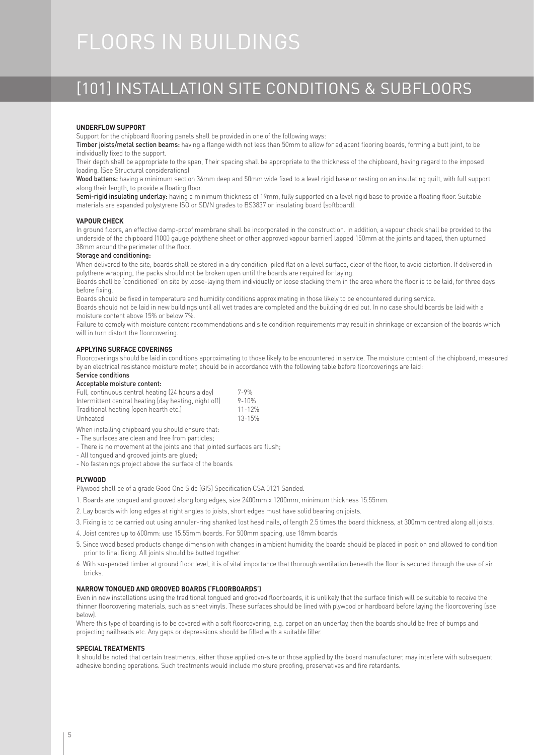# FLOORS IN BUILDINGS

## [101] INSTALLATION SITE CONDITIONS & SUBFLOORS

### UNDERFLOW SUPPORT

Support for the chipboard flooring panels shall be provided in one of the following ways:

**Timber joists/metal section beams:** having a flange width not less than 50mm to allow for adjacent flooring boards, forming a butt joint, to be individually fixed to the support.

Their depth shall be appropriate to the span, Their spacing shall be appropriate to the thickness of the chipboard, having regard to the imposed loading. (See Structural considerations).

**Wood battens:** having a minimum section 36mm deep and 50mm wide fixed to a level rigid base or resting on an insulating quilt, with full support along their length, to provide a floating floor.

**Semi-rigid insulating underlay:** having a minimum thickness of 19mm, fully supported on a level rigid base to provide a floating floor. Suitable materials are expanded polystyrene ISO or SD/N grades to BS3837 or insulating board (softboard).

### VAPOUR CHECK

In ground floors, an effective damp-proof membrane shall be incorporated in the construction. In addition, a vapour check shall be provided to the underside of the chipboard (1000 gauge polythene sheet or other approved vapour barrier) lapped 150mm at the joints and taped, then upturned 38mm around the perimeter of the floor.

**Storage and conditioning:**

When delivered to the site, boards shall be stored in a dry condition, piled flat on a level surface, clear of the floor, to avoid distortion. If delivered in polythene wrapping, the packs should not be broken open until the boards are required for laying.

Boards shall be 'conditioned' on site by loose-laying them individually or loose stacking them in the area where the floor is to be laid, for three days before fixing.

Boards should be fixed in temperature and humidity conditions approximating in those likely to be encountered during service.

Boards should not be laid in new buildings until all wet trades are completed and the building dried out. In no case should boards be laid with a moisture content above 15% or below 7%.

Failure to comply with moisture content recommendations and site condition requirements may result in shrinkage or expansion of the boards which will in turn distort the floorcovering.

### APPLYING SURFACE COVERINGS

Floorcoverings should be laid in conditions approximating to those likely to be encountered in service. The moisture content of the chipboard, measured by an electrical resistance moisture meter, should be in accordance with the following table before floorcoverings are laid:

**Service conditions**

**Acceptable moisture content:**

| Service conditions | Acceptable moisture content |
|---|---|
| Full, continuous central heating (24 hours a day) | 7-9% |
| Intermittent central heating (day heating, night off) | 9-10% |
| Traditional heating (open hearth etc.) | 11-12% |
| Unheated | 13-15% |

When installing chipboard you should ensure that:

- The surfaces are clean and free from particles;
- There is no movement at the joints and that jointed surfaces are flush;
- All tongued and grooved joints are glued;
- No fastenings project above the surface of the boards

### PLYWOOD

Plywood shall be of a grade Good One Side (GIS) Specification CSA 0121 Sanded.

1. Boards are tongued and grooved along long edges, size 2400mm x 1200mm, minimum thickness 15.55mm.
2. Lay boards with long edges at right angles to joists, short edges must have solid bearing on joists.
3. Fixing is to be carried out using annular-ring shanked lost head nails, of length 2.5 times the board thickness, at 300mm centred along all joists.
4. Joist centres up to 600mm: use 15.55mm boards. For 500mm spacing, use 18mm boards.
5. Since wood based products change dimension with changes in ambient humidity, the boards should be placed in position and allowed to condition prior to final fixing. All joints should be butted together.
6. With suspended timber at ground floor level, it is of vital importance that thorough ventilation beneath the floor is secured through the use of air bricks.

### NARROW TONGUED AND GROOVED BOARDS ('FLOORBOARDS')

Even in new installations using the traditional tongued and grooved floorboards, it is unlikely that the surface finish will be suitable to receive the thinner floorcovering materials, such as sheet vinyls. These surfaces should be lined with plywood or hardboard before laying the floorcovering (see below).

Where this type of boarding is to be covered with a soft floorcovering, e.g. carpet on an underlay, then the boards should be free of bumps and projecting nailheads etc. Any gaps or depressions should be filled with a suitable filler.

### SPECIAL TREATMENTS

It should be noted that certain treatments, either those applied on-site or those applied by the board manufacturer, may interfere with subsequent adhesive bonding operations. Such treatments would include moisture proofing, preservatives and fire retardants.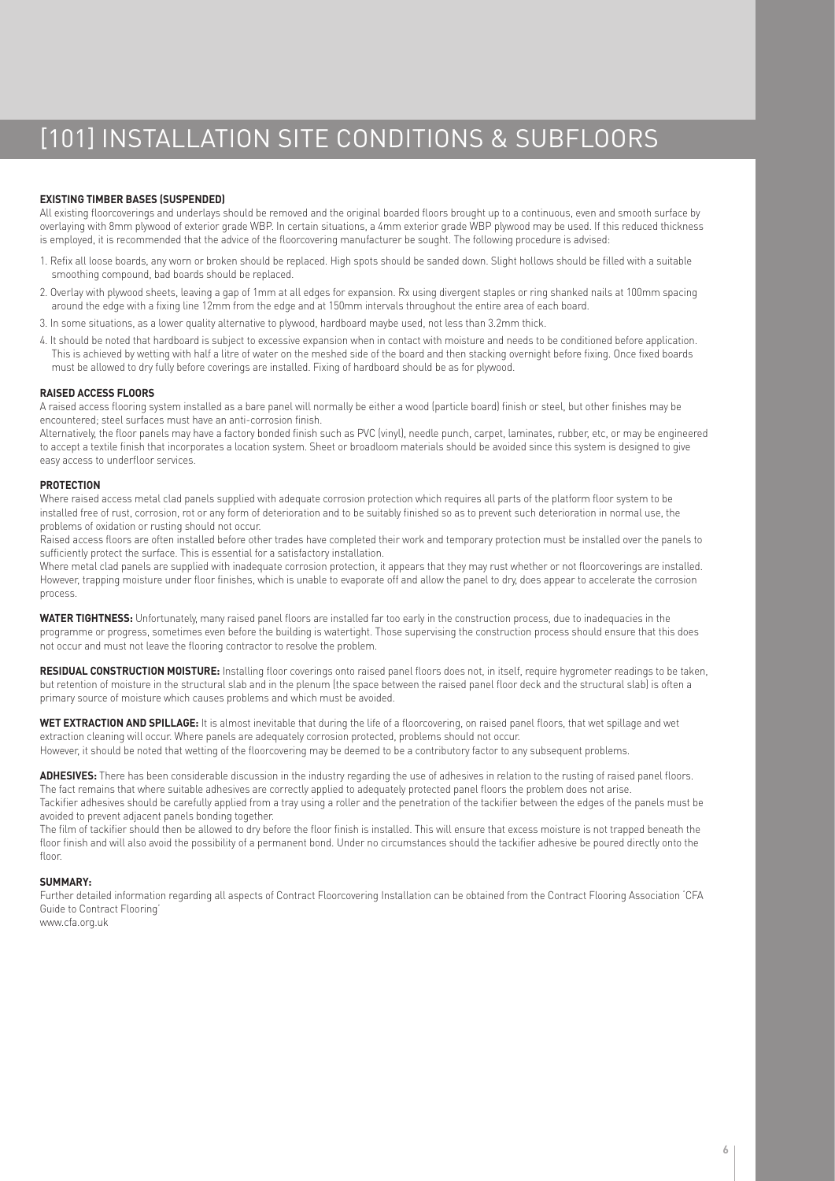# [101] INSTALLATION SITE CONDITIONS & SUBFLOORS

**EXISTING TIMBER BASES (SUSPENDED)**

All existing floorcoverings and underlays should be removed and the original boarded floors brought up to a continuous, even and smooth surface by overlaying with 8mm plywood of exterior grade WBP. In certain situations, a 4mm exterior grade WBP plywood may be used. If this reduced thickness is employed, it is recommended that the advice of the floorcovering manufacturer be sought. The following procedure is advised:

1. Refix all loose boards, any worn or broken should be replaced. High spots should be sanded down. Slight hollows should be filled with a suitable smoothing compound, bad boards should be replaced.
2. Overlay with plywood sheets, leaving a gap of 1mm at all edges for expansion. Rx using divergent staples or ring shanked nails at 100mm spacing around the edge with a fixing line 12mm from the edge and at 150mm intervals throughout the entire area of each board.
3. In some situations, as a lower quality alternative to plywood, hardboard maybe used, not less than 3.2mm thick.
4. It should be noted that hardboard is subject to excessive expansion when in contact with moisture and needs to be conditioned before application. This is achieved by wetting with half a litre of water on the meshed side of the board and then stacking overnight before fixing. Once fixed boards must be allowed to dry fully before coverings are installed. Fixing of hardboard should be as for plywood.

**RAISED ACCESS FLOORS**

A raised access flooring system installed as a bare panel will normally be either a wood (particle board) finish or steel, but other finishes may be encountered; steel surfaces must have an anti-corrosion finish.

Alternatively, the floor panels may have a factory bonded finish such as PVC (vinyl), needle punch, carpet, laminates, rubber, etc, or may be engineered to accept a textile finish that incorporates a location system. Sheet or broadloom materials should be avoided since this system is designed to give easy access to underfloor services.

**PROTECTION**

Where raised access metal clad panels supplied with adequate corrosion protection which requires all parts of the platform floor system to be installed free of rust, corrosion, rot or any form of deterioration and to be suitably finished so as to prevent such deterioration in normal use, the problems of oxidation or rusting should not occur.

Raised access floors are often installed before other trades have completed their work and temporary protection must be installed over the panels to sufficiently protect the surface. This is essential for a satisfactory installation.

Where metal clad panels are supplied with inadequate corrosion protection, it appears that they may rust whether or not floorcoverings are installed. However, trapping moisture under floor finishes, which is unable to evaporate off and allow the panel to dry, does appear to accelerate the corrosion process.

**WATER TIGHTNESS:** Unfortunately, many raised panel floors are installed far too early in the construction process, due to inadequacies in the programme or progress, sometimes even before the building is watertight. Those supervising the construction process should ensure that this does not occur and must not leave the flooring contractor to resolve the problem.

**RESIDUAL CONSTRUCTION MOISTURE:** Installing floor coverings onto raised panel floors does not, in itself, require hygrometer readings to be taken, but retention of moisture in the structural slab and in the plenum (the space between the raised panel floor deck and the structural slab) is often a primary source of moisture which causes problems and which must be avoided.

**WET EXTRACTION AND SPILLAGE:** It is almost inevitable that during the life of a floorcovering, on raised panel floors, that wet spillage and wet extraction cleaning will occur. Where panels are adequately corrosion protected, problems should not occur.

However, it should be noted that wetting of the floorcovering may be deemed to be a contributory factor to any subsequent problems.

**ADHESIVES:** There has been considerable discussion in the industry regarding the use of adhesives in relation to the rusting of raised panel floors. The fact remains that where suitable adhesives are correctly applied to adequately protected panel floors the problem does not arise.

Tackifier adhesives should be carefully applied from a tray using a roller and the penetration of the tackifier between the edges of the panels must be avoided to prevent adjacent panels bonding together.

The film of tackifier should then be allowed to dry before the floor finish is installed. This will ensure that excess moisture is not trapped beneath the floor finish and will also avoid the possibility of a permanent bond. Under no circumstances should the tackifier adhesive be poured directly onto the floor.

**SUMMARY:**

Further detailed information regarding all aspects of Contract Floorcovering Installation can be obtained from the Contract Flooring Association 'CFA Guide to Contract Flooring'

www.cfa.org.uk